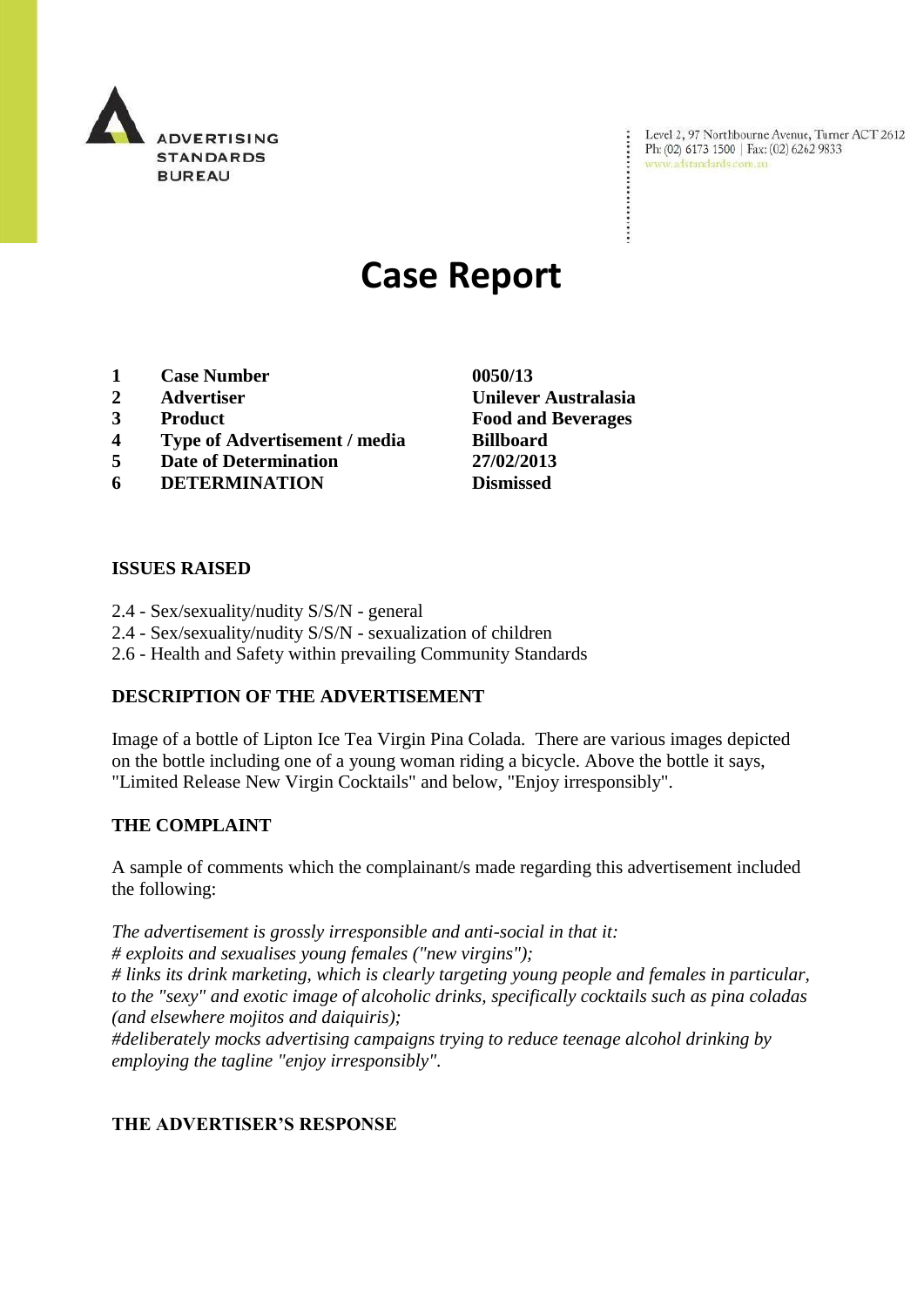ADVERTISING STANDARDS BUREAU

Level 2, 97 Northbourne Avenue, Turner ACT 2612
Ph: (02) 6173 1500 | Fax: (02) 6262 9833
www.adstandards.com.au

# Case Report

| | | |
|---|---|---|
| **1** | **Case Number** | **0050/13** |
| **2** | **Advertiser** | **Unilever Australasia** |
| **3** | **Product** | **Food and Beverages** |
| **4** | **Type of Advertisement / media** | **Billboard** |
| **5** | **Date of Determination** | **27/02/2013** |
| **6** | **DETERMINATION** | **Dismissed** |

### ISSUES RAISED

2.4 - Sex/sexuality/nudity S/S/N - general
2.4 - Sex/sexuality/nudity S/S/N - sexualization of children
2.6 - Health and Safety within prevailing Community Standards

### DESCRIPTION OF THE ADVERTISEMENT

Image of a bottle of Lipton Ice Tea Virgin Pina Colada. There are various images depicted on the bottle including one of a young woman riding a bicycle. Above the bottle it says, "Limited Release New Virgin Cocktails" and below, "Enjoy irresponsibly".

### THE COMPLAINT

A sample of comments which the complainant/s made regarding this advertisement included the following:

*The advertisement is grossly irresponsible and anti-social in that it:*
*# exploits and sexualises young females ("new virgins");*
*# links its drink marketing, which is clearly targeting young people and females in particular, to the "sexy" and exotic image of alcoholic drinks, specifically cocktails such as pina coladas (and elsewhere mojitos and daiquiris);*
*#deliberately mocks advertising campaigns trying to reduce teenage alcohol drinking by employing the tagline "enjoy irresponsibly".*

### THE ADVERTISER'S RESPONSE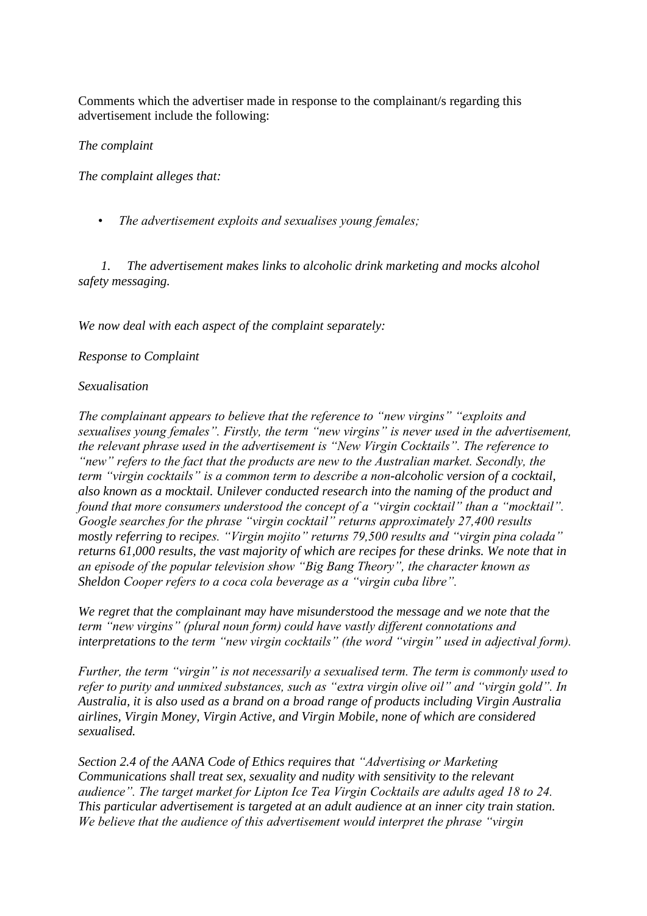Comments which the advertiser made in response to the complainant/s regarding this advertisement include the following:

*The complaint*

*The complaint alleges that:*

- *The advertisement exploits and sexualises young females;*

1. *The advertisement makes links to alcoholic drink marketing and mocks alcohol safety messaging.*

*We now deal with each aspect of the complaint separately:*

*Response to Complaint*

*Sexualisation*

*The complainant appears to believe that the reference to "new virgins" "exploits and sexualises young females". Firstly, the term "new virgins" is never used in the advertisement, the relevant phrase used in the advertisement is "New Virgin Cocktails". The reference to "new" refers to the fact that the products are new to the Australian market. Secondly, the term "virgin cocktails" is a common term to describe a non-alcoholic version of a cocktail, also known as a mocktail. Unilever conducted research into the naming of the product and found that more consumers understood the concept of a "virgin cocktail" than a "mocktail". Google searches for the phrase "virgin cocktail" returns approximately 27,400 results mostly referring to recipes. "Virgin mojito" returns 79,500 results and "virgin pina colada" returns 61,000 results, the vast majority of which are recipes for these drinks. We note that in an episode of the popular television show "Big Bang Theory", the character known as Sheldon Cooper refers to a coca cola beverage as a "virgin cuba libre".*

*We regret that the complainant may have misunderstood the message and we note that the term "new virgins" (plural noun form) could have vastly different connotations and interpretations to the term "new virgin cocktails" (the word "virgin" used in adjectival form).*

*Further, the term "virgin" is not necessarily a sexualised term. The term is commonly used to refer to purity and unmixed substances, such as "extra virgin olive oil" and "virgin gold". In Australia, it is also used as a brand on a broad range of products including Virgin Australia airlines, Virgin Money, Virgin Active, and Virgin Mobile, none of which are considered sexualised.*

*Section 2.4 of the AANA Code of Ethics requires that "Advertising or Marketing Communications shall treat sex, sexuality and nudity with sensitivity to the relevant audience". The target market for Lipton Ice Tea Virgin Cocktails are adults aged 18 to 24. This particular advertisement is targeted at an adult audience at an inner city train station. We believe that the audience of this advertisement would interpret the phrase "virgin*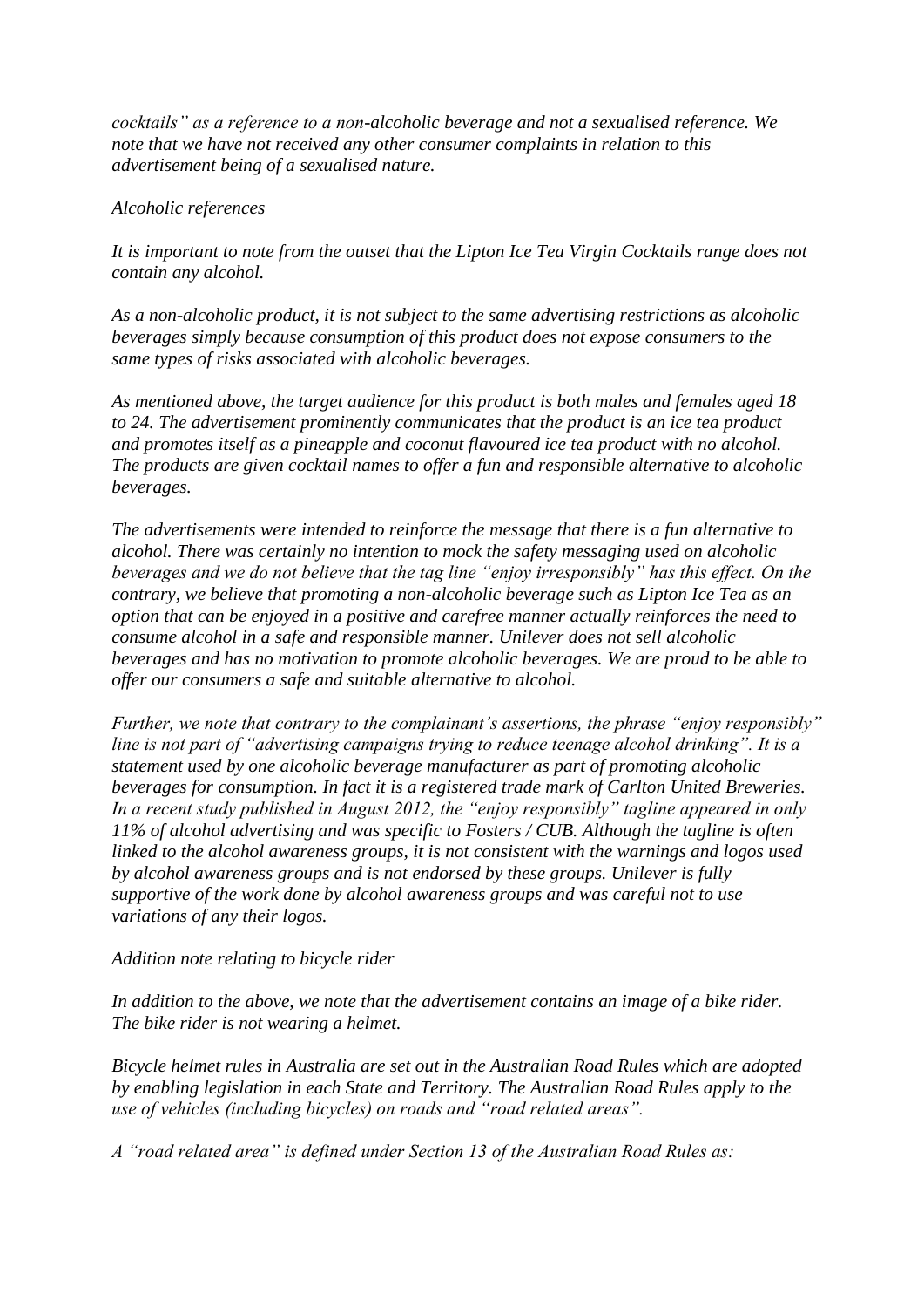*cocktails" as a reference to a non-alcoholic beverage and not a sexualised reference. We note that we have not received any other consumer complaints in relation to this advertisement being of a sexualised nature.*

*Alcoholic references*

*It is important to note from the outset that the Lipton Ice Tea Virgin Cocktails range does not contain any alcohol.*

*As a non-alcoholic product, it is not subject to the same advertising restrictions as alcoholic beverages simply because consumption of this product does not expose consumers to the same types of risks associated with alcoholic beverages.*

*As mentioned above, the target audience for this product is both males and females aged 18 to 24. The advertisement prominently communicates that the product is an ice tea product and promotes itself as a pineapple and coconut flavoured ice tea product with no alcohol. The products are given cocktail names to offer a fun and responsible alternative to alcoholic beverages.*

*The advertisements were intended to reinforce the message that there is a fun alternative to alcohol. There was certainly no intention to mock the safety messaging used on alcoholic beverages and we do not believe that the tag line "enjoy irresponsibly" has this effect. On the contrary, we believe that promoting a non-alcoholic beverage such as Lipton Ice Tea as an option that can be enjoyed in a positive and carefree manner actually reinforces the need to consume alcohol in a safe and responsible manner. Unilever does not sell alcoholic beverages and has no motivation to promote alcoholic beverages. We are proud to be able to offer our consumers a safe and suitable alternative to alcohol.*

*Further, we note that contrary to the complainant's assertions, the phrase "enjoy responsibly" line is not part of "advertising campaigns trying to reduce teenage alcohol drinking". It is a statement used by one alcoholic beverage manufacturer as part of promoting alcoholic beverages for consumption. In fact it is a registered trade mark of Carlton United Breweries. In a recent study published in August 2012, the "enjoy responsibly" tagline appeared in only 11% of alcohol advertising and was specific to Fosters / CUB. Although the tagline is often linked to the alcohol awareness groups, it is not consistent with the warnings and logos used by alcohol awareness groups and is not endorsed by these groups. Unilever is fully supportive of the work done by alcohol awareness groups and was careful not to use variations of any their logos.*

*Addition note relating to bicycle rider*

*In addition to the above, we note that the advertisement contains an image of a bike rider. The bike rider is not wearing a helmet.*

*Bicycle helmet rules in Australia are set out in the Australian Road Rules which are adopted by enabling legislation in each State and Territory. The Australian Road Rules apply to the use of vehicles (including bicycles) on roads and "road related areas".*

*A "road related area" is defined under Section 13 of the Australian Road Rules as:*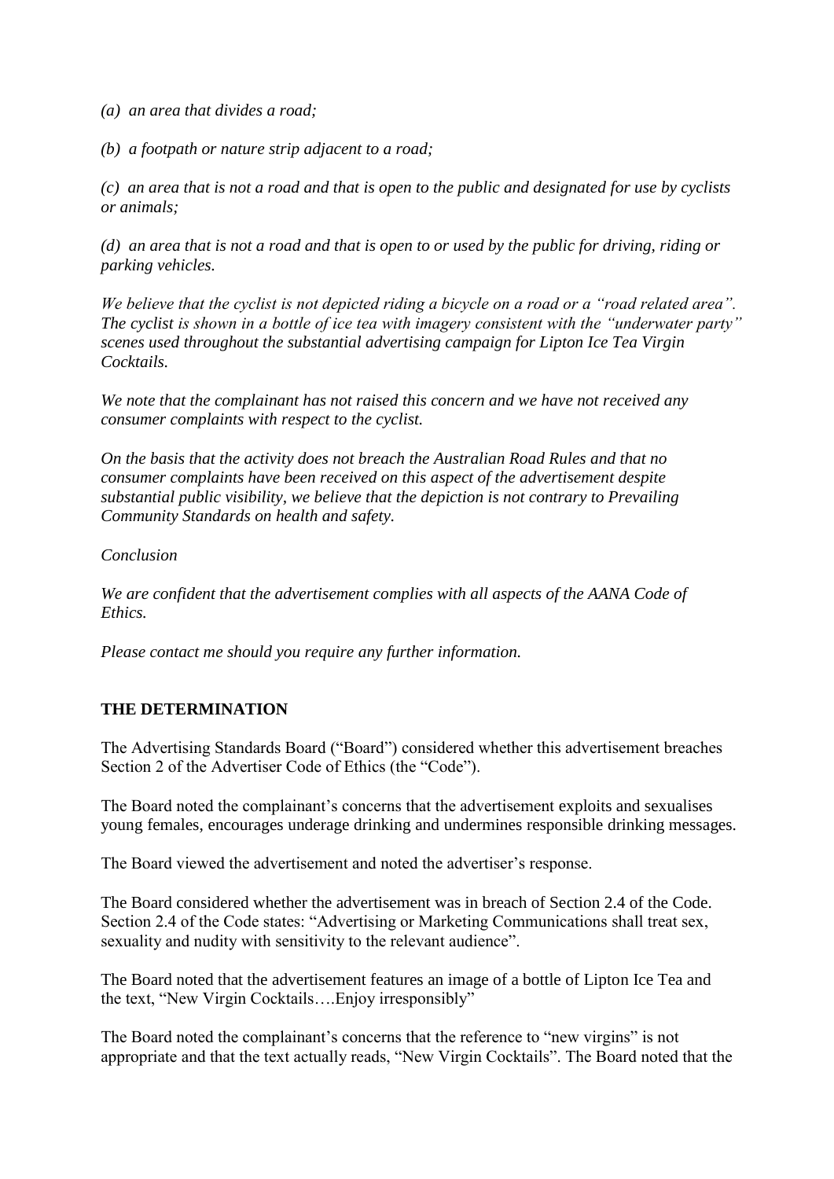*(a) an area that divides a road;*

*(b) a footpath or nature strip adjacent to a road;*

*(c) an area that is not a road and that is open to the public and designated for use by cyclists or animals;*

*(d) an area that is not a road and that is open to or used by the public for driving, riding or parking vehicles.*

*We believe that the cyclist is not depicted riding a bicycle on a road or a "road related area". The cyclist is shown in a bottle of ice tea with imagery consistent with the "underwater party" scenes used throughout the substantial advertising campaign for Lipton Ice Tea Virgin Cocktails.*

*We note that the complainant has not raised this concern and we have not received any consumer complaints with respect to the cyclist.*

*On the basis that the activity does not breach the Australian Road Rules and that no consumer complaints have been received on this aspect of the advertisement despite substantial public visibility, we believe that the depiction is not contrary to Prevailing Community Standards on health and safety.*

*Conclusion*

*We are confident that the advertisement complies with all aspects of the AANA Code of Ethics.*

*Please contact me should you require any further information.*

**THE DETERMINATION**

The Advertising Standards Board ("Board") considered whether this advertisement breaches Section 2 of the Advertiser Code of Ethics (the "Code").

The Board noted the complainant's concerns that the advertisement exploits and sexualises young females, encourages underage drinking and undermines responsible drinking messages.

The Board viewed the advertisement and noted the advertiser's response.

The Board considered whether the advertisement was in breach of Section 2.4 of the Code. Section 2.4 of the Code states: "Advertising or Marketing Communications shall treat sex, sexuality and nudity with sensitivity to the relevant audience".

The Board noted that the advertisement features an image of a bottle of Lipton Ice Tea and the text, "New Virgin Cocktails….Enjoy irresponsibly"

The Board noted the complainant's concerns that the reference to "new virgins" is not appropriate and that the text actually reads, "New Virgin Cocktails". The Board noted that the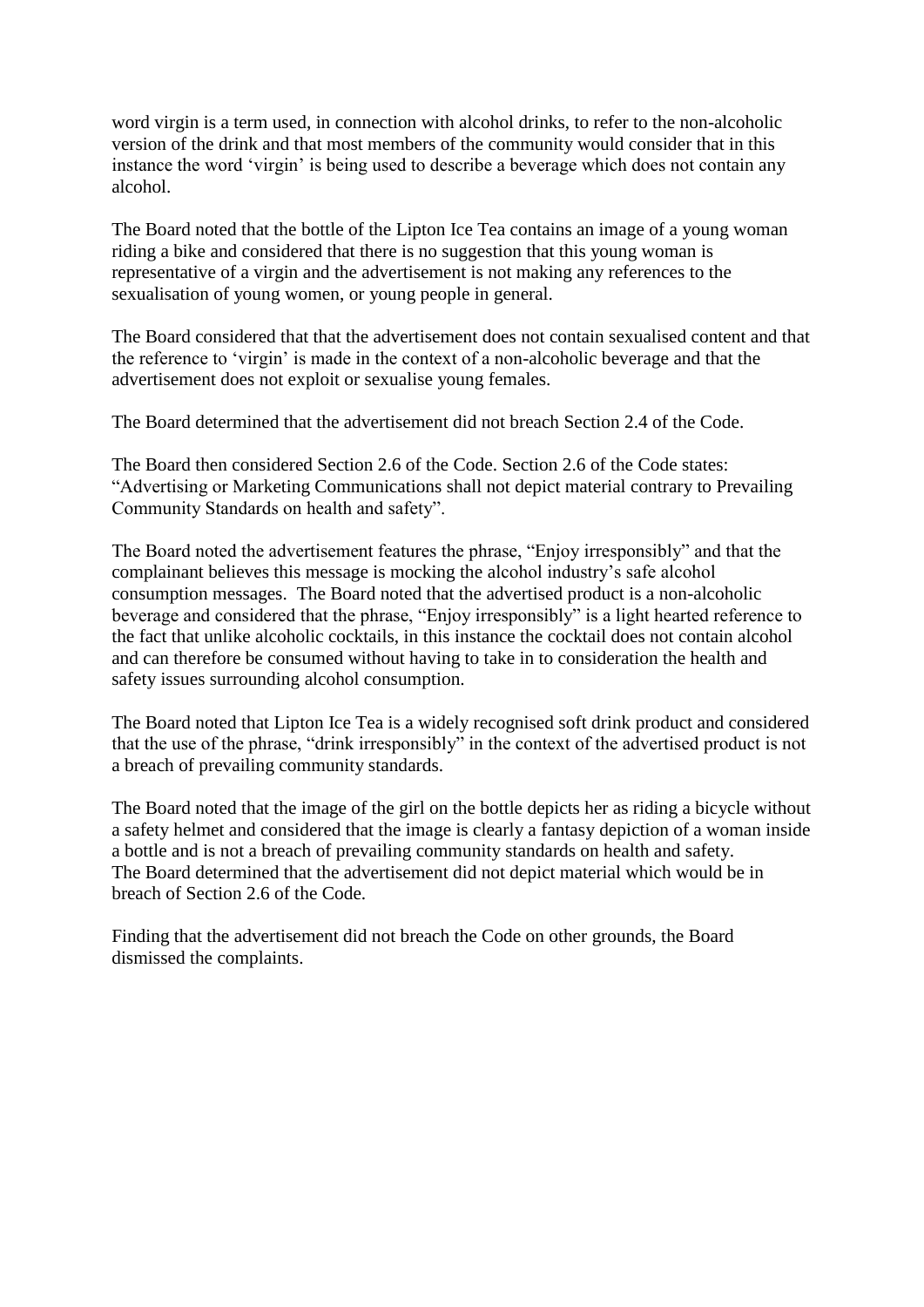word virgin is a term used, in connection with alcohol drinks, to refer to the non-alcoholic version of the drink and that most members of the community would consider that in this instance the word ‘virgin’ is being used to describe a beverage which does not contain any alcohol.

The Board noted that the bottle of the Lipton Ice Tea contains an image of a young woman riding a bike and considered that there is no suggestion that this young woman is representative of a virgin and the advertisement is not making any references to the sexualisation of young women, or young people in general.

The Board considered that that the advertisement does not contain sexualised content and that the reference to ‘virgin’ is made in the context of a non-alcoholic beverage and that the advertisement does not exploit or sexualise young females.

The Board determined that the advertisement did not breach Section 2.4 of the Code.

The Board then considered Section 2.6 of the Code. Section 2.6 of the Code states: “Advertising or Marketing Communications shall not depict material contrary to Prevailing Community Standards on health and safety”.

The Board noted the advertisement features the phrase, “Enjoy irresponsibly” and that the complainant believes this message is mocking the alcohol industry’s safe alcohol consumption messages. The Board noted that the advertised product is a non-alcoholic beverage and considered that the phrase, “Enjoy irresponsibly” is a light hearted reference to the fact that unlike alcoholic cocktails, in this instance the cocktail does not contain alcohol and can therefore be consumed without having to take in to consideration the health and safety issues surrounding alcohol consumption.

The Board noted that Lipton Ice Tea is a widely recognised soft drink product and considered that the use of the phrase, “drink irresponsibly” in the context of the advertised product is not a breach of prevailing community standards.

The Board noted that the image of the girl on the bottle depicts her as riding a bicycle without a safety helmet and considered that the image is clearly a fantasy depiction of a woman inside a bottle and is not a breach of prevailing community standards on health and safety.
The Board determined that the advertisement did not depict material which would be in breach of Section 2.6 of the Code.

Finding that the advertisement did not breach the Code on other grounds, the Board dismissed the complaints.